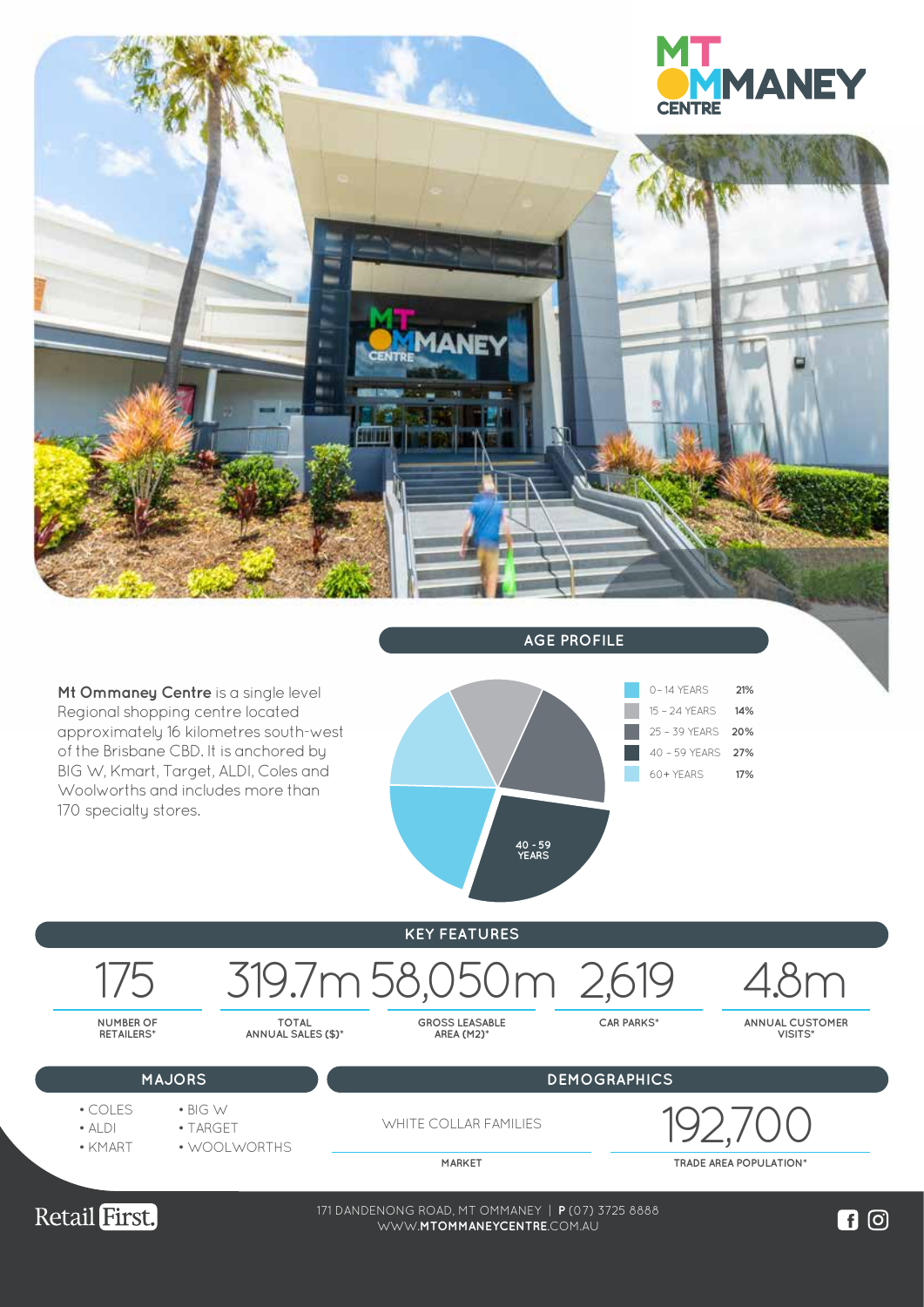# MT OMMANEY CENTRE

**Mt Ommaney Centre** is a single level Regional shopping centre located approximately 16 kilometres south-west of the Brisbane CBD. It is anchored by BIG W, Kmart, Target, ALDI, Coles and Woolworths and includes more than 170 specialty stores.

## AGE PROFILE

| Age Group | % |
|---|---|
| 0 – 14 YEARS | 21% |
| 15 – 24 YEARS | 14% |
| 25 – 39 YEARS | 20% |
| 40 – 59 YEARS | 27% |
| 60+ YEARS | 17% |

40 - 59 YEARS

## KEY FEATURES

| 175 | 319.7m | 58,050m | 2,619 | 4.8m |
|---|---|---|---|---|
| NUMBER OF RETAILERS* | TOTAL ANNUAL SALES ($)* | GROSS LEASABLE AREA (M2)* | CAR PARKS* | ANNUAL CUSTOMER VISITS* |

## MAJORS

- COLES
- ALDI
- KMART
- BIG W
- TARGET
- WOOLWORTHS

## DEMOGRAPHICS

| WHITE COLLAR FAMILIES | 192,700 |
|---|---|
| MARKET | TRADE AREA POPULATION* |

Retail First.

171 DANDENONG ROAD, MT OMMANEY | **P** (07) 3725 8888
WWW.**MTOMMANEYCENTRE**.COM.AU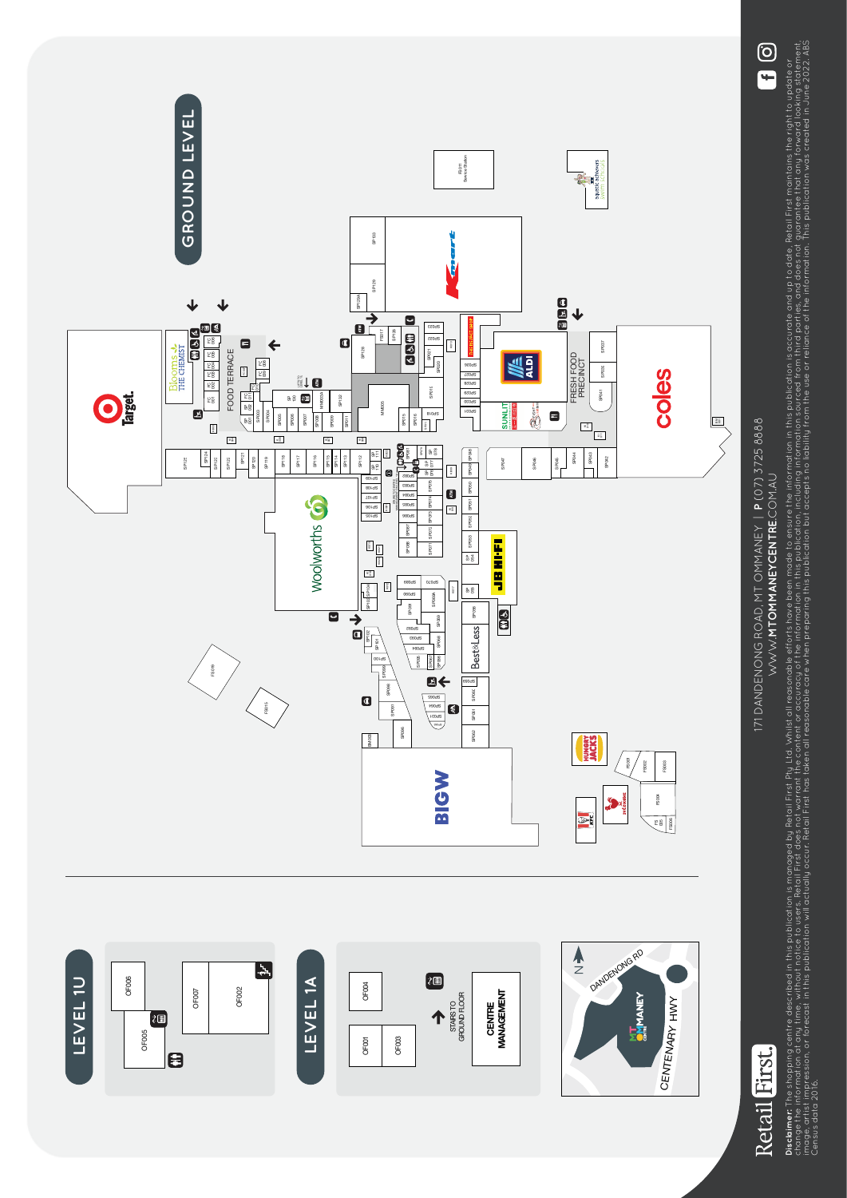# GROUND LEVEL

Target.

Blooms THE CHEMIST

FOOD TERRACE

Kmart

ALDI

FRESH FOOD PRECINCT

SUNLIT

coles

Woolworths

JB HI-FI

Best&Less

BIG W

HUNGRY JACKS

KFC

Red Rooster

Aquatic Achievers

# LEVEL 1U

OF006

OF005

OF007

OF002

# LEVEL 1A

OF004

OF001

OF003

STAIRS TO GROUND FLOOR

CENTRE MANAGEMENT

N

DANDENONG RD

MT OMMANEY

CENTENARY HWY

171 DANDENONG ROAD, MT OMMANEY | **P** (07) 3725 8888

WWW.**MTOMMANEYCENTRE**.COM.AU

Retail First.

**Disclaimer:** The shopping centre described in this publication is managed by Retail First Pty Ltd. Whilst all reasonable efforts have been made to ensure the information in this publication is accurate and up to date, Retail First maintains the right to update or change the information at any time, without notice to users. Retail First does not warrant the content or accuracy of the information in this publication, including information sourced from third parties, and does not guarantee that any forward looking statement, image, artist impression, or forecast in this publication will actually occur. Retail First has taken all reasonable care when preparing this publication but accepts no liability from the use or reliance of the information. This publication was created in June 2022. ABS Census data 2016.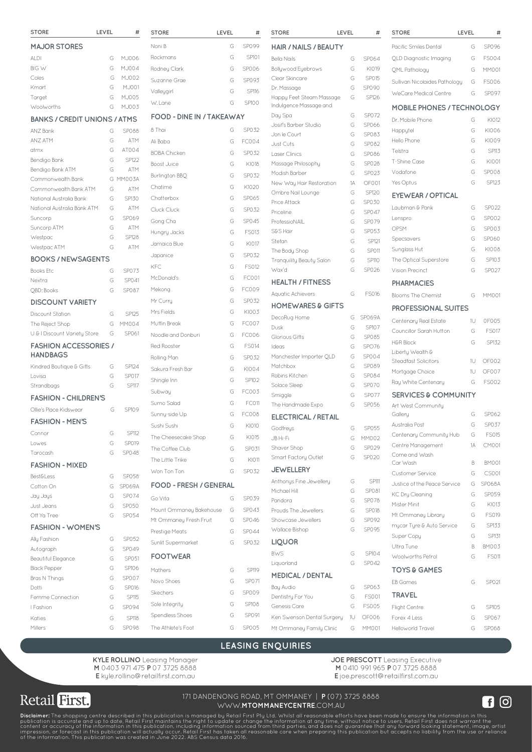| STORE | LEVEL | # |
|---|---|---|
| **MAJOR STORES** | | |
| ALDI | G | MJ006 |
| BIG W | G | MJ004 |
| Coles | G | MJ002 |
| Kmart | G | MJ001 |
| Target | G | MJ005 |
| Woolworths | G | MJ003 |
| **BANKS / CREDIT UNIONS / ATMS** | | |
| ANZ Bank | G | SP088 |
| ANZ ATM | G | ATM |
| atmx | G | AT004 |
| Bendigo Bank | G | SP122 |
| Bendigo Bank ATM | G | ATM |
| Commonwealth Bank | G | MM003A |
| Commonwealth Bank ATM | G | ATM |
| National Australia Bank | G | SP130 |
| National Australia Bank ATM | G | ATM |
| Suncorp | G | SP069 |
| Suncorp ATM | G | ATM |
| Westpac | G | SP128 |
| Westpac ATM | G | ATM |
| **BOOKS / NEWSAGENTS** | | |
| Books Etc | G | SP073 |
| Nextra | G | SP041 |
| QBD: Books | G | SP087 |
| **DISCOUNT VARIETY** | | |
| Discount Station | G | SP125 |
| The Reject Shop | G | MM004 |
| U & I Discount Variety Store | G | SP061 |
| **FASHION ACCESSORIES / HANDBAGS** | | |
| Kindred Boutique & Gifts | G | SP124 |
| Lovisa | G | SP017 |
| Strandbags | G | SP117 |
| **FASHION - CHILDREN'S** | | |
| Ollie's Place Kidswear | G | SP109 |
| **FASHION - MEN'S** | | |
| Connor | G | SP112 |
| Lowes | G | SP019 |
| Tarocash | G | SP048 |
| **FASHION - MIXED** | | |
| Best&Less | G | SP058 |
| Cotton On | G | SP069A |
| Jay Jays | G | SP074 |
| Just Jeans | G | SP050 |
| Off Ya Tree | G | SP054 |
| **FASHION - WOMEN'S** | | |
| Ally Fashion | G | SP052 |
| Autograph | G | SP049 |
| Beautiful Elegance | G | SP051 |
| Black Pepper | G | SP106 |
| Bras N Things | G | SP007 |
| Dotti | G | SP016 |
| Femme Connection | G | SP115 |
| I Fashion | G | SP094 |
| Katies | G | SP118 |
| Millers | G | SP098 |
| Noni B | G | SP099 |
| Rockmans | G | SP101 |
| Rodney Clark | G | SP006 |
| Suzanne Grae | G | SP093 |
| Valleygirl | G | SP116 |
| W. Lane | G | SP100 |
| **FOOD - DINE IN / TAKEAWAY** | | |
| 8 Thai | G | SP032 |
| Ali Baba | G | FC004 |
| BOBA Chicken | G | SP032 |
| Boost Juice | G | KI018 |
| Burlington BBQ | G | SP032 |
| Chatime | G | KI020 |
| Chatterbox | G | SP065 |
| Cluck Cluck | G | SP032 |
| Gong Cha | G | SP045 |
| Hungry Jacks | G | FS013 |
| Jamaica Blue | G | KI017 |
| Japanice | G | SP032 |
| KFC | G | FS012 |
| McDonald's | G | FC001 |
| Mekong | G | FC009 |
| Mr Curry | G | SP032 |
| Mrs Fields | G | KI003 |
| Muffin Break | G | FC007 |
| Noodle and Donburi | G | FC006 |
| Red Rooster | G | FS014 |
| Rolling Man | G | SP032 |
| Sakura Fresh Bar | G | KI004 |
| Shingle Inn | G | SP102 |
| Subway | G | FC003 |
| Sumo Salad | G | FC011 |
| Sunny-side Up | G | FC008 |
| Sushi Sushi | G | KI010 |
| The Cheesecake Shop | G | KI015 |
| The Coffee Club | G | SP031 |
| The Little Trike | G | KI011 |
| Won Ton Ton | G | SP032 |
| **FOOD - FRESH / GENERAL** | | |
| Go Vita | G | SP039 |
| Mount Ommaney Bakehouse | G | SP043 |
| Mt Ommaney Fresh Fruit | G | SP046 |
| Prestige Meats | G | SP044 |
| Sunlit Supermarket | G | SP032 |
| **FOOTWEAR** | | |
| Mathers | G | SP119 |
| Novo Shoes | G | SP071 |
| Skechers | G | SP009 |
| Sole Integrity | G | SP108 |
| Spendless Shoes | G | SP091 |
| The Athlete's Foot | G | SP005 |
| **HAIR / NAILS / BEAUTY** | | |
| Bella Nails | G | SP064 |
| Bollywood Eyebrows | G | KI019 |
| Clear Skincare | G | SP015 |
| Dr. Massage | G | SP090 |
| Happy Feet Steam Massage | G | SP126 |
| Indulgence Massage and Day Spa | G | SP072 |
| Josif's Barber Studio | G | SP066 |
| Jon le Court | G | SP083 |
| Just Cuts | G | SP082 |
| Laser Clinics | G | SP086 |
| Massage Philosophy | G | SP028 |
| Modish Barber | G | SP023 |
| New Way Hair Restoration | 1A | OF001 |
| Ombre Nail Lounge | G | SP120 |
| Price Attack | G | SP030 |
| Priceline | G | SP047 |
| ProfessioNAIL | G | SP079 |
| S&S Hair | G | SP053 |
| Stefan | G | SP121 |
| The Body Shop | G | SP011 |
| Tranquility Beauty Salon | G | SP110 |
| Wax'd | G | SP026 |
| **HEALTH / FITNESS** | | |
| Aquatic Achievers | G | FS016 |
| **HOMEWARES & GIFTS** | | |
| DecoRug Home | G | SP069A |
| Dusk | G | SP107 |
| Glorious Gifts | G | SP085 |
| Ideas | G | SP076 |
| Manchester Importer QLD | G | SP004 |
| Matchbox | G | SP089 |
| Robins Kitchen | G | SP084 |
| Solace Sleep | G | SP070 |
| Smiggle | G | SP077 |
| The Handmade Expo | G | SP056 |
| **ELECTRICAL / RETAIL** | | |
| Godfreys | G | SP055 |
| JB Hi-Fi | G | MM002 |
| Shaver Shop | G | SP029 |
| Smart Factory Outlet | G | SP020 |
| **JEWELLERY** | | |
| Anthonys Fine Jewellery | G | SP111 |
| Michael Hill | G | SP081 |
| Pandora | G | SP078 |
| Prouds The Jewellers | G | SP018 |
| Showcase Jewellers | G | SP092 |
| Wallace Bishop | G | SP095 |
| **LIQUOR** | | |
| BWS | G | SP104 |
| Liquorland | G | SP042 |
| **MEDICAL / DENTAL** | | |
| Bay Audio | G | SP063 |
| Dentistry For You | G | FS001 |
| Genesis Care | G | FS005 |
| Ken Swenson Dental Surgery | 1U | OF006 |
| Mt Ommaney Family Clinic | G | MM001 |
| Pacific Smiles Dental | G | SP096 |
| QLD Diagnostic Imaging | G | FS004 |
| QML Pathology | G | MM001 |
| Sullivan Nicolaides Pathology | G | FS006 |
| WeCare Medical Centre | G | SP097 |
| **MOBILE PHONES / TECHNOLOGY** | | |
| Dr. Mobile Phone | G | KI012 |
| Happytel | G | KI006 |
| Hello Phone | G | KI009 |
| Telstra | G | SP113 |
| T-Shine Case | G | KI001 |
| Vodafone | G | SP008 |
| Yes Optus | G | SP123 |
| **EYEWEAR / OPTICAL** | | |
| Laubman & Pank | G | SP022 |
| Lenspro | G | SP002 |
| OPSM | G | SP003 |
| Specsavers | G | SP060 |
| Sunglass Hut | G | KI008 |
| The Optical Superstore | G | SP103 |
| Vision Precinct | G | SP027 |
| **PHARMACIES** | | |
| Blooms The Chemist | G | MM001 |
| **PROFESSIONAL SUITES** | | |
| Centenary Real Estate | 1U | OF005 |
| Councillor Sarah Hutton | G | FS017 |
| H&R Block | G | SP132 |
| Liberty Wealth & Steadfast Solicitors | 1U | OF002 |
| Mortgage Choice | 1U | OF007 |
| Ray White Centenary | G | FS002 |
| **SERVICES & COMMUNITY** | | |
| Art West Community Gallery | G | SP062 |
| Australia Post | G | SP037 |
| Centenary Community Hub | G | FS015 |
| Centre Management | 1A | CM001 |
| Come and Wash Car Wash | B | BM001 |
| Customer Service | G | CS001 |
| Justice of the Peace Service | G | SP068A |
| KC Dry Cleaning | G | SP059 |
| Mister Minit | G | KI013 |
| Mt Ommaney Library | G | FS019 |
| mycar Tyre & Auto Service | G | SP133 |
| Super Copy | G | SP131 |
| Ultra Tune | B | BM003 |
| Woolworths Petrol | G | FS011 |
| **TOYS & GAMES** | | |
| EB Games | G | SP021 |
| **TRAVEL** | | |
| Flight Centre | G | SP105 |
| Forex 4 Less | G | SP067 |
| Helloworld Travel | G | SP068 |

## LEASING ENQUIRIES

**KYLE ROLLINO** Leasing Manager
**M** 0403 971 475 **P** 07 3725 8888
**E** kyle.rollino@retailfirst.com.au

**JOE PRESCOTT** Leasing Executive
**M** 0410 991 965 **P** 07 3725 8888
**E** joe.prescott@retailfirst.com.au

Retail First.

171 DANDENONG ROAD, MT OMMANEY | **P** (07) 3725 8888
WWW.**MTOMMANEYCENTRE**.COM.AU

**Disclaimer:** The shopping centre described in this publication is managed by Retail First Pty Ltd. Whilst all reasonable efforts have been made to ensure the information in this publication is accurate and up to date, Retail First maintains the right to update or change the information at any time, without notice to users. Retail First does not warrant the content or accuracy of the information in this publication, including information sourced from third parties, and does not guarantee that any forward looking statement, image, artist impression, or forecast in this publication will actually occur. Retail First has taken all reasonable care when preparing this publication but accepts no liability from the use or reliance of the information. This publication was created in June 2022. ABS Census data 2016.